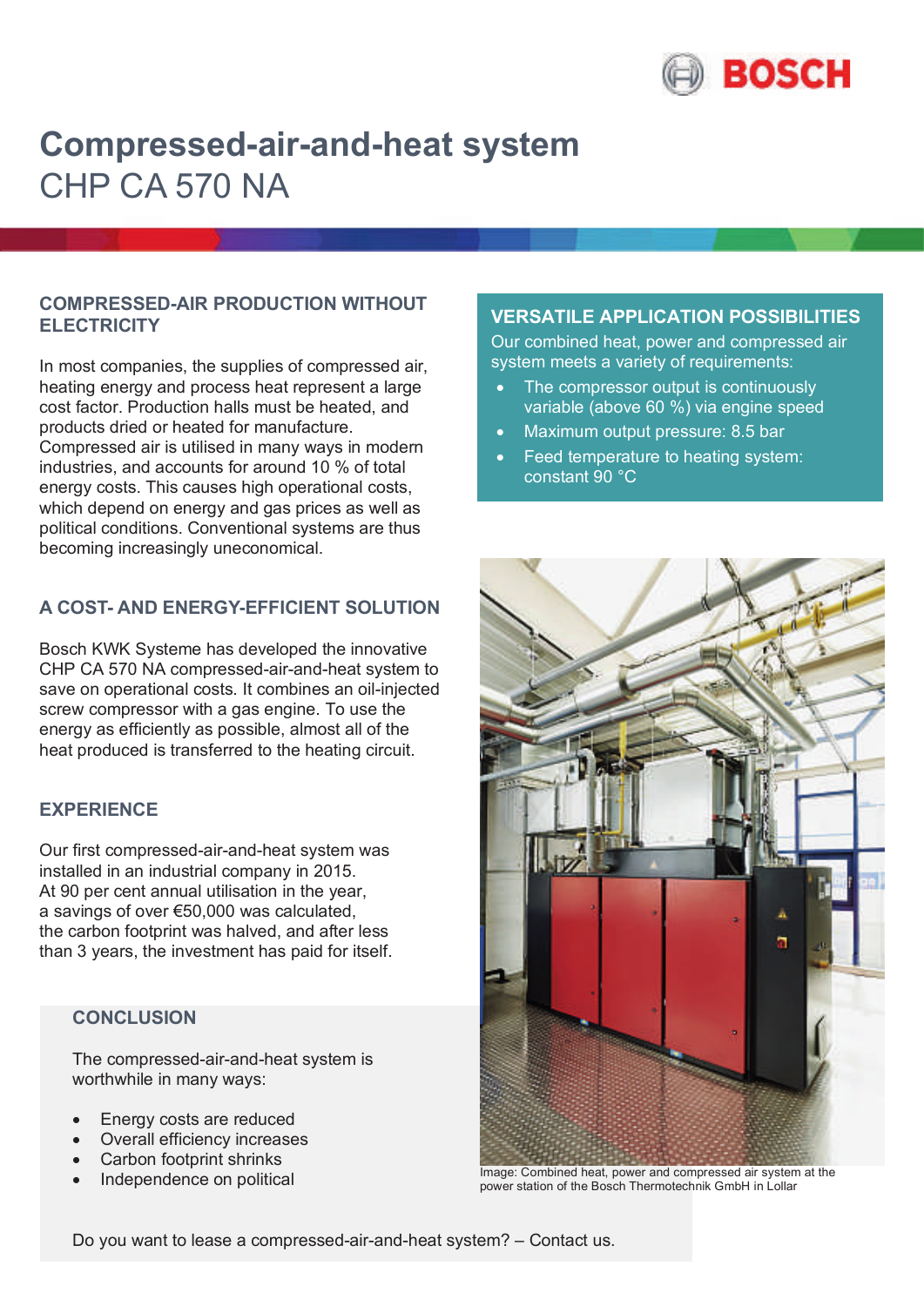# Compressed-air-and-heat system

CHP CA 570 NA

## COMPRESSED-AIR PRODUCTION WITHOUT ELECTRICITY

In most companies, the supplies of compressed air, heating energy and process heat represent a large cost factor. Production halls must be heated, and products dried or heated for manufacture. Compressed air is utilised in many ways in modern industries, and accounts for around 10 % of total energy costs. This causes high operational costs, which depend on energy and gas prices as well as political conditions. Conventional systems are thus becoming increasingly uneconomical.

## A COST- AND ENERGY-EFFICIENT SOLUTION

Bosch KWK Systeme has developed the innovative CHP CA 570 NA compressed-air-and-heat system to save on operational costs. It combines an oil-injected screw compressor with a gas engine. To use the energy as efficiently as possible, almost all of the heat produced is transferred to the heating circuit.

## EXPERIENCE

Our first compressed-air-and-heat system was installed in an industrial company in 2015. At 90 per cent annual utilisation in the year, a savings of over €50,000 was calculated, the carbon footprint was halved, and after less than 3 years, the investment has paid for itself.

## CONCLUSION

The compressed-air-and-heat system is worthwhile in many ways:

- Energy costs are reduced
- Overall efficiency increases
- Carbon footprint shrinks
- Independence on political

## VERSATILE APPLICATION POSSIBILITIES

Our combined heat, power and compressed air system meets a variety of requirements:

- The compressor output is continuously variable (above 60 %) via engine speed
- Maximum output pressure: 8.5 bar
- Feed temperature to heating system: constant 90 °C

Image: Combined heat, power and compressed air system at the power station of the Bosch Thermotechnik GmbH in Lollar

Do you want to lease a compressed-air-and-heat system? – Contact us.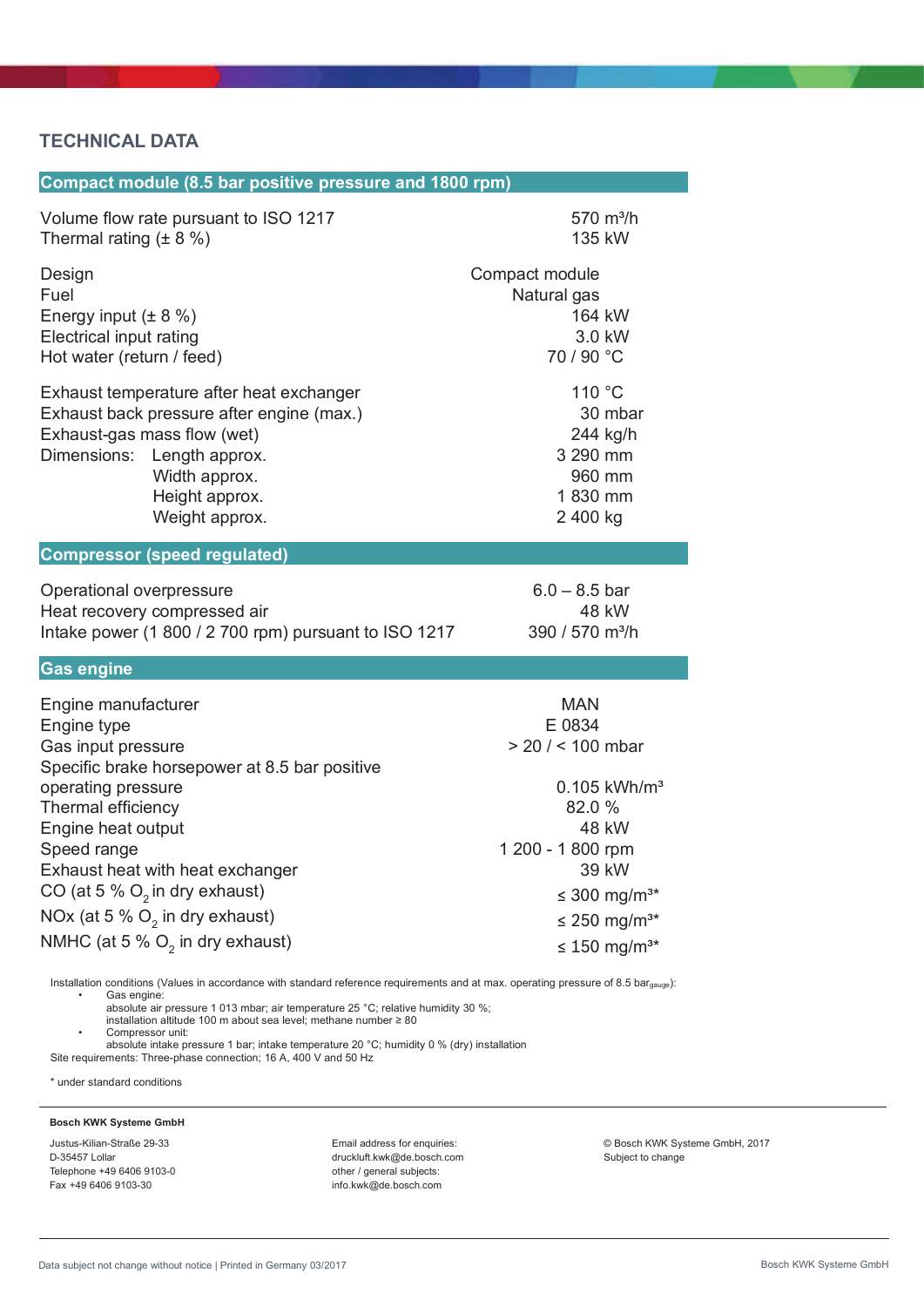## TECHNICAL DATA

### Compact module (8.5 bar positive pressure and 1800 rpm)

| | |
|---|---|
| Volume flow rate pursuant to ISO 1217 | 570 m³/h |
| Thermal rating (± 8 %) | 135 kW |
| Design | Compact module |
| Fuel | Natural gas |
| Energy input (± 8 %) | 164 kW |
| Electrical input rating | 3.0 kW |
| Hot water (return / feed) | 70 / 90 °C |
| Exhaust temperature after heat exchanger | 110 °C |
| Exhaust back pressure after engine (max.) | 30 mbar |
| Exhaust-gas mass flow (wet) | 244 kg/h |
| Dimensions: Length approx. | 3 290 mm |
| Width approx. | 960 mm |
| Height approx. | 1 830 mm |
| Weight approx. | 2 400 kg |

### Compressor (speed regulated)

| | |
|---|---|
| Operational overpressure | 6.0 – 8.5 bar |
| Heat recovery compressed air | 48 kW |
| Intake power (1 800 / 2 700 rpm) pursuant to ISO 1217 | 390 / 570 m³/h |

### Gas engine

| | |
|---|---|
| Engine manufacturer | MAN |
| Engine type | E 0834 |
| Gas input pressure | > 20 / < 100 mbar |
| Specific brake horsepower at 8.5 bar positive operating pressure | 0.105 kWh/m³ |
| Thermal efficiency | 82.0 % |
| Engine heat output | 48 kW |
| Speed range | 1 200 - 1 800 rpm |
| Exhaust heat with heat exchanger | 39 kW |
| CO (at 5 % $O_2$ in dry exhaust) | ≤ 300 mg/m³* |
| NOx (at 5 % $O_2$ in dry exhaust) | ≤ 250 mg/m³* |
| NMHC (at 5 % $O_2$ in dry exhaust) | ≤ 150 mg/m³* |

Installation conditions (Values in accordance with standard reference requirements and at max. operating pressure of 8.5 $bar_{gauge}$):

- Gas engine:
  absolute air pressure 1 013 mbar; air temperature 25 °C; relative humidity 30 %;
  installation altitude 100 m about sea level; methane number ≥ 80
- Compressor unit:
  absolute intake pressure 1 bar; intake temperature 20 °C; humidity 0 % (dry) installation

Site requirements: Three-phase connection; 16 A, 400 V and 50 Hz

* under standard conditions

**Bosch KWK Systeme GmbH**

Justus-Kilian-Straße 29-33
D-35457 Lollar
Telephone +49 6406 9103-0
Fax +49 6406 9103-30

Email address for enquiries:
druckluft.kwk@de.bosch.com
other / general subjects:
info.kwk@de.bosch.com

© Bosch KWK Systeme GmbH, 2017
Subject to change

Data subject not change without notice | Printed in Germany 03/2017